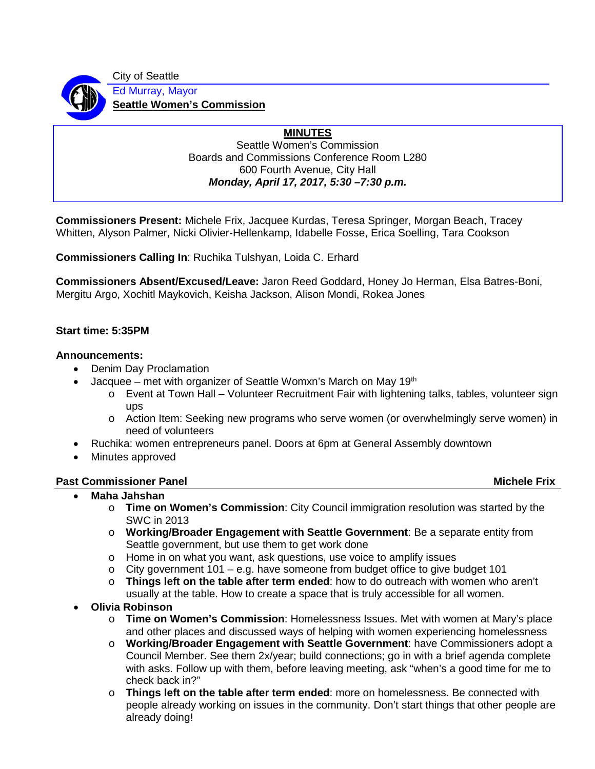City of Seattle

Ed Murray, Mayor

**Seattle Women's Commission**

**MINUTES**

Seattle Women's Commission
Boards and Commissions Conference Room L280
600 Fourth Avenue, City Hall
***Monday, April 17, 2017, 5:30 –7:30 p.m.***

**Commissioners Present:** Michele Frix, Jacquee Kurdas, Teresa Springer, Morgan Beach, Tracey Whitten, Alyson Palmer, Nicki Olivier-Hellenkamp, Idabelle Fosse, Erica Soelling, Tara Cookson

**Commissioners Calling In**: Ruchika Tulshyan, Loida C. Erhard

**Commissioners Absent/Excused/Leave:** Jaron Reed Goddard, Honey Jo Herman, Elsa Batres-Boni, Mergitu Argo, Xochitl Maykovich, Keisha Jackson, Alison Mondi, Rokea Jones

**Start time: 5:35PM**

**Announcements:**

- Denim Day Proclamation
- Jacquee – met with organizer of Seattle Womxn's March on May 19th
    - Event at Town Hall – Volunteer Recruitment Fair with lightening talks, tables, volunteer sign ups
    - Action Item: Seeking new programs who serve women (or overwhelmingly serve women) in need of volunteers
- Ruchika: women entrepreneurs panel. Doors at 6pm at General Assembly downtown
- Minutes approved

**Past Commissioner Panel** **Michele Frix**

- **Maha Jahshan**
    - **Time on Women's Commission**: City Council immigration resolution was started by the SWC in 2013
    - **Working/Broader Engagement with Seattle Government**: Be a separate entity from Seattle government, but use them to get work done
    - Home in on what you want, ask questions, use voice to amplify issues
    - City government 101 – e.g. have someone from budget office to give budget 101
    - **Things left on the table after term ended**: how to do outreach with women who aren't usually at the table. How to create a space that is truly accessible for all women.
- **Olivia Robinson**
    - **Time on Women's Commission**: Homelessness Issues. Met with women at Mary's place and other places and discussed ways of helping with women experiencing homelessness
    - **Working/Broader Engagement with Seattle Government**: have Commissioners adopt a Council Member. See them 2x/year; build connections; go in with a brief agenda complete with asks. Follow up with them, before leaving meeting, ask "when's a good time for me to check back in?"
    - **Things left on the table after term ended**: more on homelessness. Be connected with people already working on issues in the community. Don't start things that other people are already doing!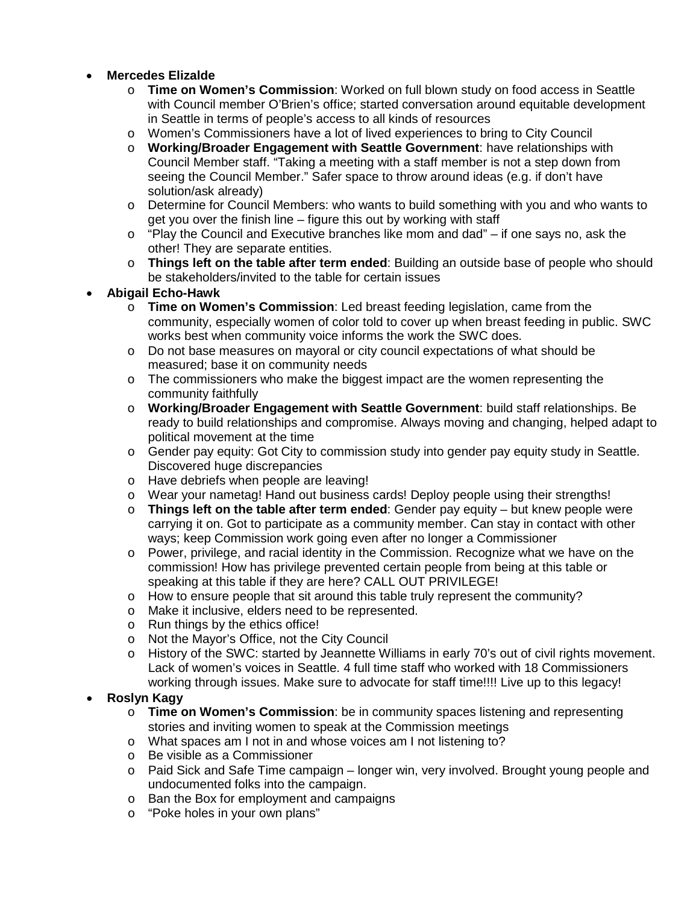- **Mercedes Elizalde**
    - **Time on Women's Commission**: Worked on full blown study on food access in Seattle with Council member O'Brien's office; started conversation around equitable development in Seattle in terms of people's access to all kinds of resources
    - Women's Commissioners have a lot of lived experiences to bring to City Council
    - **Working/Broader Engagement with Seattle Government**: have relationships with Council Member staff. "Taking a meeting with a staff member is not a step down from seeing the Council Member." Safer space to throw around ideas (e.g. if don't have solution/ask already)
    - Determine for Council Members: who wants to build something with you and who wants to get you over the finish line – figure this out by working with staff
    - "Play the Council and Executive branches like mom and dad" – if one says no, ask the other! They are separate entities.
    - **Things left on the table after term ended**: Building an outside base of people who should be stakeholders/invited to the table for certain issues
- **Abigail Echo-Hawk**
    - **Time on Women's Commission**: Led breast feeding legislation, came from the community, especially women of color told to cover up when breast feeding in public. SWC works best when community voice informs the work the SWC does.
    - Do not base measures on mayoral or city council expectations of what should be measured; base it on community needs
    - The commissioners who make the biggest impact are the women representing the community faithfully
    - **Working/Broader Engagement with Seattle Government**: build staff relationships. Be ready to build relationships and compromise. Always moving and changing, helped adapt to political movement at the time
    - Gender pay equity: Got City to commission study into gender pay equity study in Seattle. Discovered huge discrepancies
    - Have debriefs when people are leaving!
    - Wear your nametag! Hand out business cards! Deploy people using their strengths!
    - **Things left on the table after term ended**: Gender pay equity – but knew people were carrying it on. Got to participate as a community member. Can stay in contact with other ways; keep Commission work going even after no longer a Commissioner
    - Power, privilege, and racial identity in the Commission. Recognize what we have on the commission! How has privilege prevented certain people from being at this table or speaking at this table if they are here? CALL OUT PRIVILEGE!
    - How to ensure people that sit around this table truly represent the community?
    - Make it inclusive, elders need to be represented.
    - Run things by the ethics office!
    - Not the Mayor's Office, not the City Council
    - History of the SWC: started by Jeannette Williams in early 70's out of civil rights movement. Lack of women's voices in Seattle. 4 full time staff who worked with 18 Commissioners working through issues. Make sure to advocate for staff time!!!! Live up to this legacy!
- **Roslyn Kagy**
    - **Time on Women's Commission**: be in community spaces listening and representing stories and inviting women to speak at the Commission meetings
    - What spaces am I not in and whose voices am I not listening to?
    - Be visible as a Commissioner
    - Paid Sick and Safe Time campaign – longer win, very involved. Brought young people and undocumented folks into the campaign.
    - Ban the Box for employment and campaigns
    - "Poke holes in your own plans"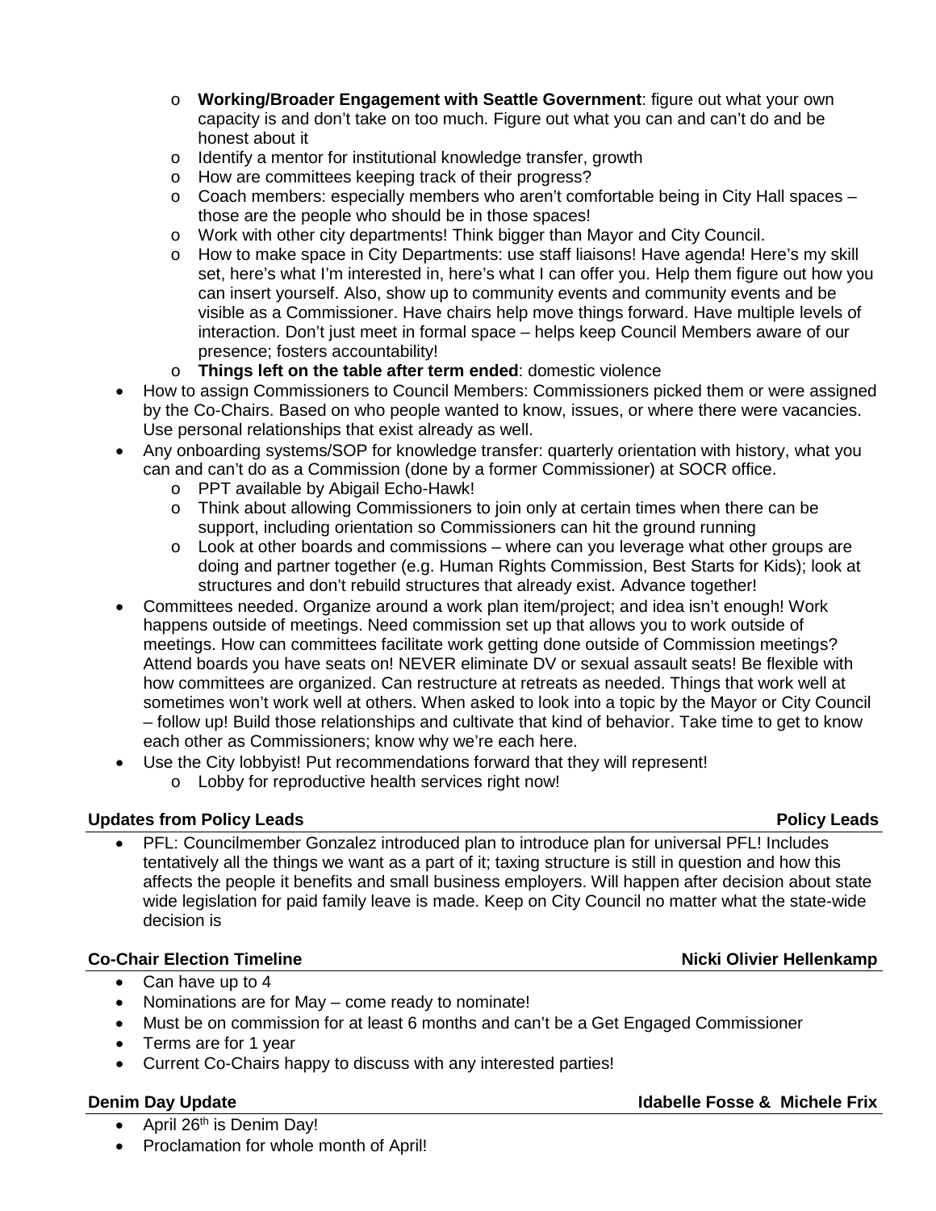- **Working/Broader Engagement with Seattle Government**: figure out what your own capacity is and don't take on too much. Figure out what you can and can't do and be honest about it
  - Identify a mentor for institutional knowledge transfer, growth
  - How are committees keeping track of their progress?
  - Coach members: especially members who aren't comfortable being in City Hall spaces – those are the people who should be in those spaces!
  - Work with other city departments! Think bigger than Mayor and City Council.
  - How to make space in City Departments: use staff liaisons! Have agenda! Here's my skill set, here's what I'm interested in, here's what I can offer you. Help them figure out how you can insert yourself. Also, show up to community events and community events and be visible as a Commissioner. Have chairs help move things forward. Have multiple levels of interaction. Don't just meet in formal space – helps keep Council Members aware of our presence; fosters accountability!
  - **Things left on the table after term ended**: domestic violence
- How to assign Commissioners to Council Members: Commissioners picked them or were assigned by the Co-Chairs. Based on who people wanted to know, issues, or where there were vacancies. Use personal relationships that exist already as well.
- Any onboarding systems/SOP for knowledge transfer: quarterly orientation with history, what you can and can't do as a Commission (done by a former Commissioner) at SOCR office.
  - PPT available by Abigail Echo-Hawk!
  - Think about allowing Commissioners to join only at certain times when there can be support, including orientation so Commissioners can hit the ground running
  - Look at other boards and commissions – where can you leverage what other groups are doing and partner together (e.g. Human Rights Commission, Best Starts for Kids); look at structures and don't rebuild structures that already exist. Advance together!
- Committees needed. Organize around a work plan item/project; and idea isn't enough! Work happens outside of meetings. Need commission set up that allows you to work outside of meetings. How can committees facilitate work getting done outside of Commission meetings? Attend boards you have seats on! NEVER eliminate DV or sexual assault seats! Be flexible with how committees are organized. Can restructure at retreats as needed. Things that work well at sometimes won't work well at others. When asked to look into a topic by the Mayor or City Council – follow up! Build those relationships and cultivate that kind of behavior. Take time to get to know each other as Commissioners; know why we're each here.
- Use the City lobbyist! Put recommendations forward that they will represent!
  - Lobby for reproductive health services right now!

**Updates from Policy Leads** — **Policy Leads**

- PFL: Councilmember Gonzalez introduced plan to introduce plan for universal PFL! Includes tentatively all the things we want as a part of it; taxing structure is still in question and how this affects the people it benefits and small business employers. Will happen after decision about state wide legislation for paid family leave is made. Keep on City Council no matter what the state-wide decision is

**Co-Chair Election Timeline** — **Nicki Olivier Hellenkamp**

- Can have up to 4
- Nominations are for May – come ready to nominate!
- Must be on commission for at least 6 months and can't be a Get Engaged Commissioner
- Terms are for 1 year
- Current Co-Chairs happy to discuss with any interested parties!

**Denim Day Update** — **Idabelle Fosse & Michele Frix**

- April 26th is Denim Day!
- Proclamation for whole month of April!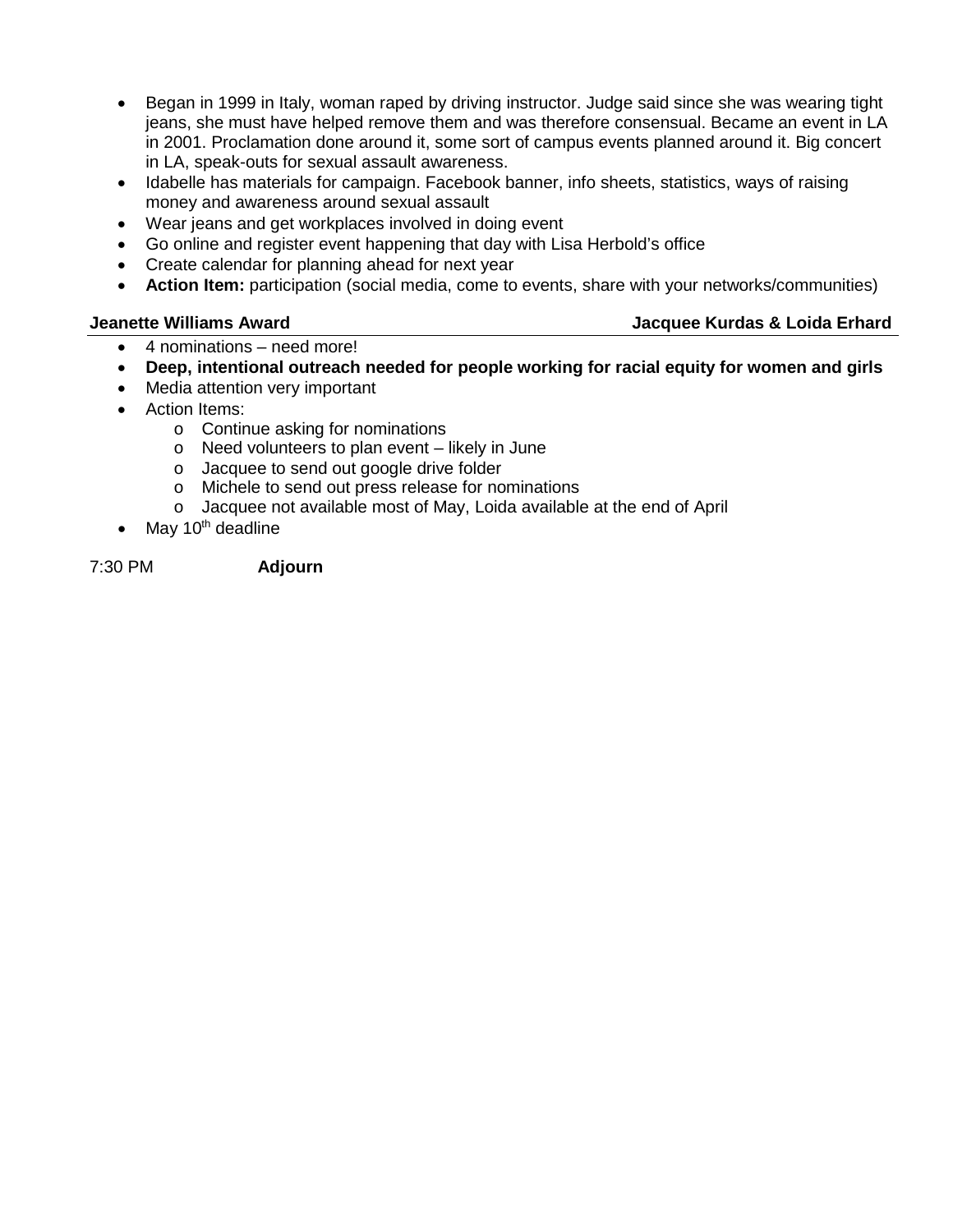- Began in 1999 in Italy, woman raped by driving instructor. Judge said since she was wearing tight jeans, she must have helped remove them and was therefore consensual. Became an event in LA in 2001. Proclamation done around it, some sort of campus events planned around it. Big concert in LA, speak-outs for sexual assault awareness.
- Idabelle has materials for campaign. Facebook banner, info sheets, statistics, ways of raising money and awareness around sexual assault
- Wear jeans and get workplaces involved in doing event
- Go online and register event happening that day with Lisa Herbold's office
- Create calendar for planning ahead for next year
- **Action Item:** participation (social media, come to events, share with your networks/communities)

**Jeanette Williams Award** **Jacquee Kurdas & Loida Erhard**

- 4 nominations – need more!
- **Deep, intentional outreach needed for people working for racial equity for women and girls**
- Media attention very important
- Action Items:
  - Continue asking for nominations
  - Need volunteers to plan event – likely in June
  - Jacquee to send out google drive folder
  - Michele to send out press release for nominations
  - Jacquee not available most of May, Loida available at the end of April
- May 10th deadline

7:30 PM **Adjourn**